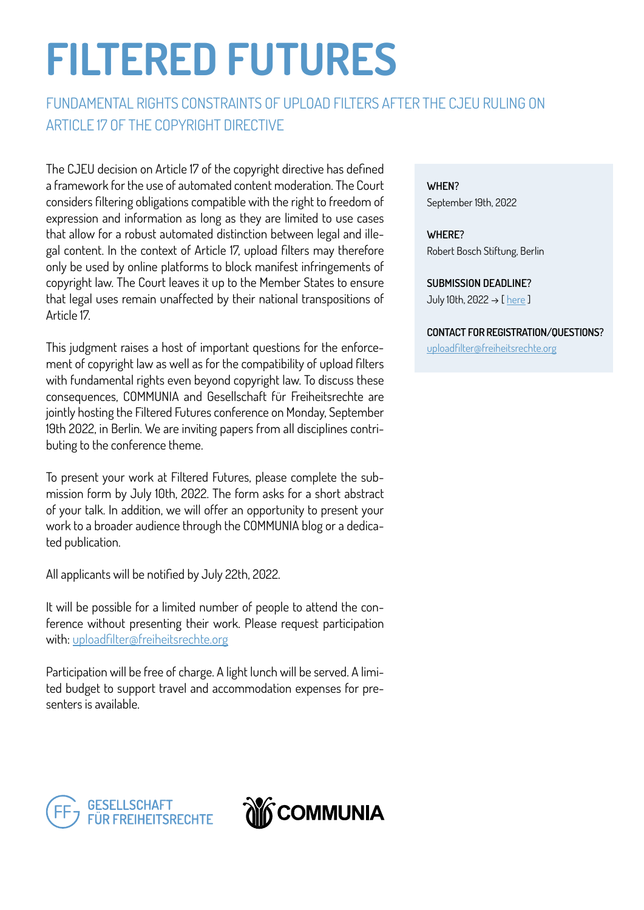# FILTERED FUTURES

## FUNDAMENTAL RIGHTS CONSTRAINTS OF UPLOAD FILTERS AFTER THE CJEU RULING ON ARTICLE 17 OF THE COPYRIGHT DIRECTIVE

The CJEU decision on Article 17 of the copyright directive has defined a framework for the use of automated content moderation. The Court considers filtering obligations compatible with the right to freedom of expression and information as long as they are limited to use cases that allow for a robust automated distinction between legal and illegal content. In the context of Article 17, upload filters may therefore only be used by online platforms to block manifest infringements of copyright law. The Court leaves it up to the Member States to ensure that legal uses remain unaffected by their national transpositions of Article 17.

This judgment raises a host of important questions for the enforcement of copyright law as well as for the compatibility of upload filters with fundamental rights even beyond copyright law. To discuss these consequences, COMMUNIA and Gesellschaft für Freiheitsrechte are jointly hosting the Filtered Futures conference on Monday, September 19th 2022, in Berlin. We are inviting papers from all disciplines contributing to the conference theme.

To present your work at Filtered Futures, please complete the submission form by July 10th, 2022. The form asks for a short abstract of your talk. In addition, we will offer an opportunity to present your work to a broader audience through the COMMUNIA blog or a dedicated publication.

All applicants will be notified by July 22th, 2022.

It will be possible for a limited number of people to attend the conference without presenting their work. Please request participation with: uploadfilter@freiheitsrechte.org

Participation will be free of charge. A light lunch will be served. A limited budget to support travel and accommodation expenses for presenters is available.

**WHEN?**
September 19th, 2022

**WHERE?**
Robert Bosch Stiftung, Berlin

**SUBMISSION DEADLINE?**
July 10th, 2022 → [ here ]

**CONTACT FOR REGISTRATION/QUESTIONS?**
uploadfilter@freiheitsrechte.org

GESELLSCHAFT FÜR FREIHEITSRECHTE

COMMUNIA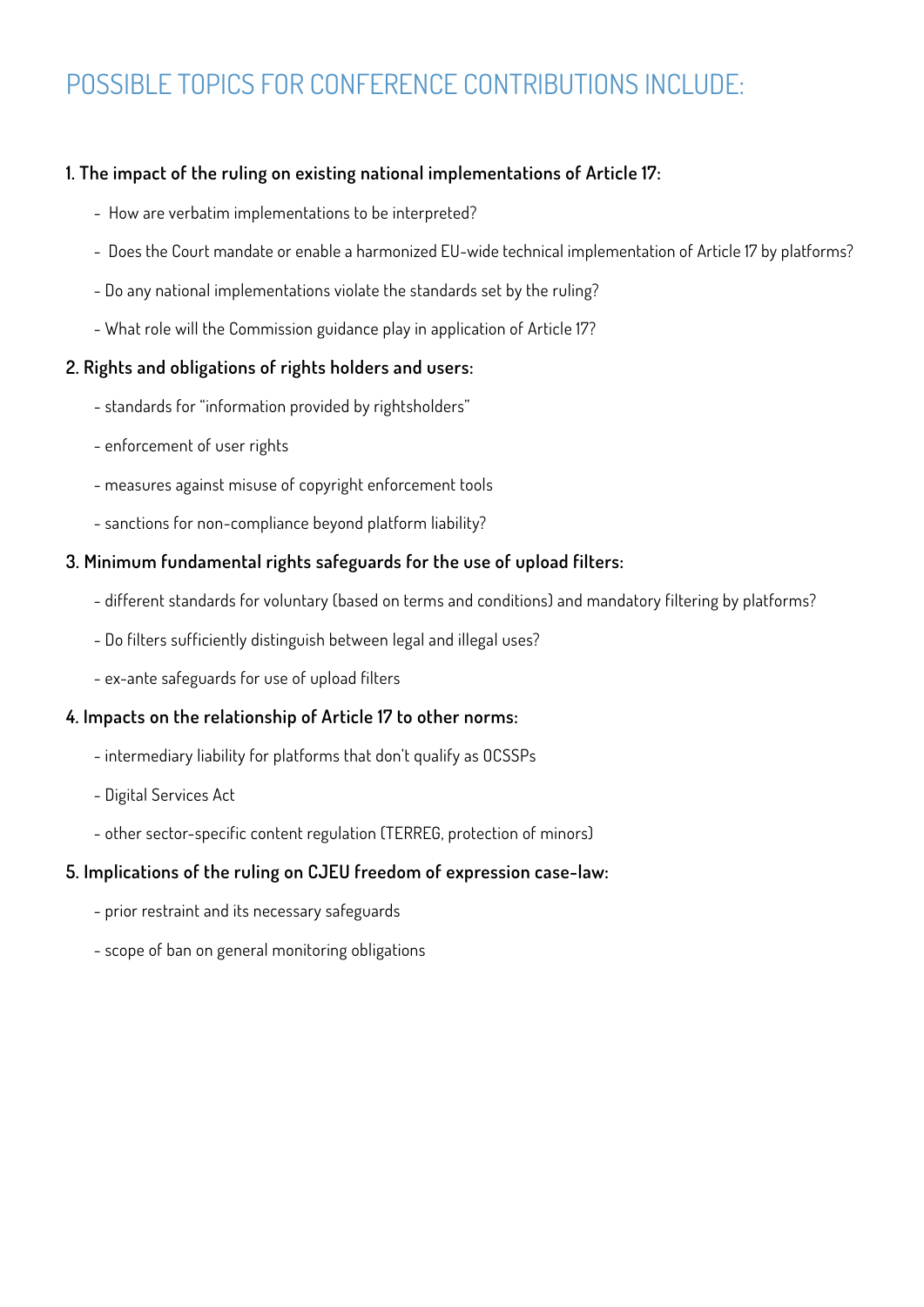# POSSIBLE TOPICS FOR CONFERENCE CONTRIBUTIONS INCLUDE:

**1. The impact of the ruling on existing national implementations of Article 17:**

- How are verbatim implementations to be interpreted?
- Does the Court mandate or enable a harmonized EU-wide technical implementation of Article 17 by platforms?
- Do any national implementations violate the standards set by the ruling?
- What role will the Commission guidance play in application of Article 17?

**2. Rights and obligations of rights holders and users:**

- standards for "information provided by rightsholders"
- enforcement of user rights
- measures against misuse of copyright enforcement tools
- sanctions for non-compliance beyond platform liability?

**3. Minimum fundamental rights safeguards for the use of upload filters:**

- different standards for voluntary (based on terms and conditions) and mandatory filtering by platforms?
- Do filters sufficiently distinguish between legal and illegal uses?
- ex-ante safeguards for use of upload filters

**4. Impacts on the relationship of Article 17 to other norms:**

- intermediary liability for platforms that don't qualify as OCSSPs
- Digital Services Act
- other sector-specific content regulation (TERREG, protection of minors)

**5. Implications of the ruling on CJEU freedom of expression case-law:**

- prior restraint and its necessary safeguards
- scope of ban on general monitoring obligations